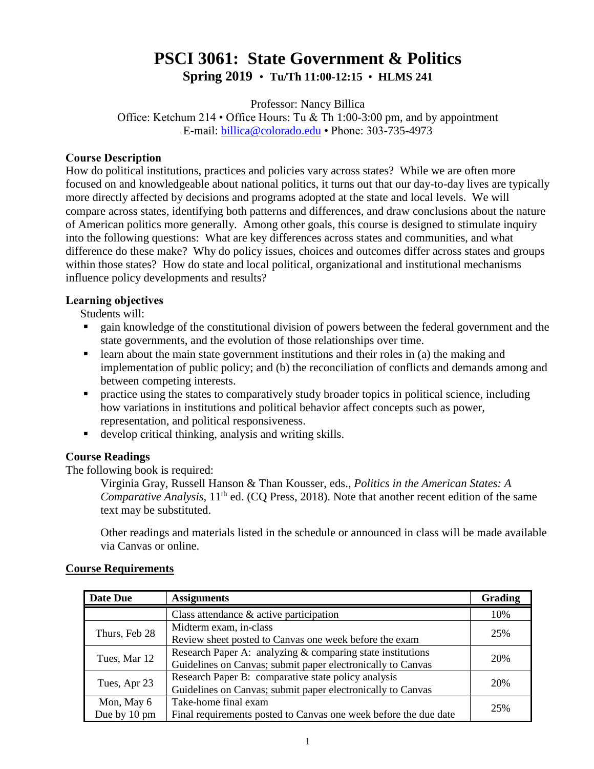# PSCI 3061: State Government & Politics

## Spring 2019 • Tu/Th 11:00-12:15 • HLMS 241

Professor: Nancy Billica
Office: Ketchum 214 • Office Hours: Tu & Th 1:00-3:00 pm, and by appointment
E-mail: billica@colorado.edu • Phone: 303-735-4973

### Course Description

How do political institutions, practices and policies vary across states? While we are often more focused on and knowledgeable about national politics, it turns out that our day-to-day lives are typically more directly affected by decisions and programs adopted at the state and local levels. We will compare across states, identifying both patterns and differences, and draw conclusions about the nature of American politics more generally. Among other goals, this course is designed to stimulate inquiry into the following questions: What are key differences across states and communities, and what difference do these make? Why do policy issues, choices and outcomes differ across states and groups within those states? How do state and local political, organizational and institutional mechanisms influence policy developments and results?

### Learning objectives

Students will:

- gain knowledge of the constitutional division of powers between the federal government and the state governments, and the evolution of those relationships over time.
- learn about the main state government institutions and their roles in (a) the making and implementation of public policy; and (b) the reconciliation of conflicts and demands among and between competing interests.
- practice using the states to comparatively study broader topics in political science, including how variations in institutions and political behavior affect concepts such as power, representation, and political responsiveness.
- develop critical thinking, analysis and writing skills.

### Course Readings

The following book is required:

Virginia Gray, Russell Hanson & Than Kousser, eds., *Politics in the American States: A Comparative Analysis*, 11th ed. (CQ Press, 2018). Note that another recent edition of the same text may be substituted.

Other readings and materials listed in the schedule or announced in class will be made available via Canvas or online.

### Course Requirements

| Date Due | Assignments | Grading |
|---|---|---|
| | Class attendance & active participation | 10% |
| Thurs, Feb 28 | Midterm exam, in-class<br>Review sheet posted to Canvas one week before the exam | 25% |
| Tues, Mar 12 | Research Paper A: analyzing & comparing state institutions<br>Guidelines on Canvas; submit paper electronically to Canvas | 20% |
| Tues, Apr 23 | Research Paper B: comparative state policy analysis<br>Guidelines on Canvas; submit paper electronically to Canvas | 20% |
| Mon, May 6<br>Due by 10 pm | Take-home final exam<br>Final requirements posted to Canvas one week before the due date | 25% |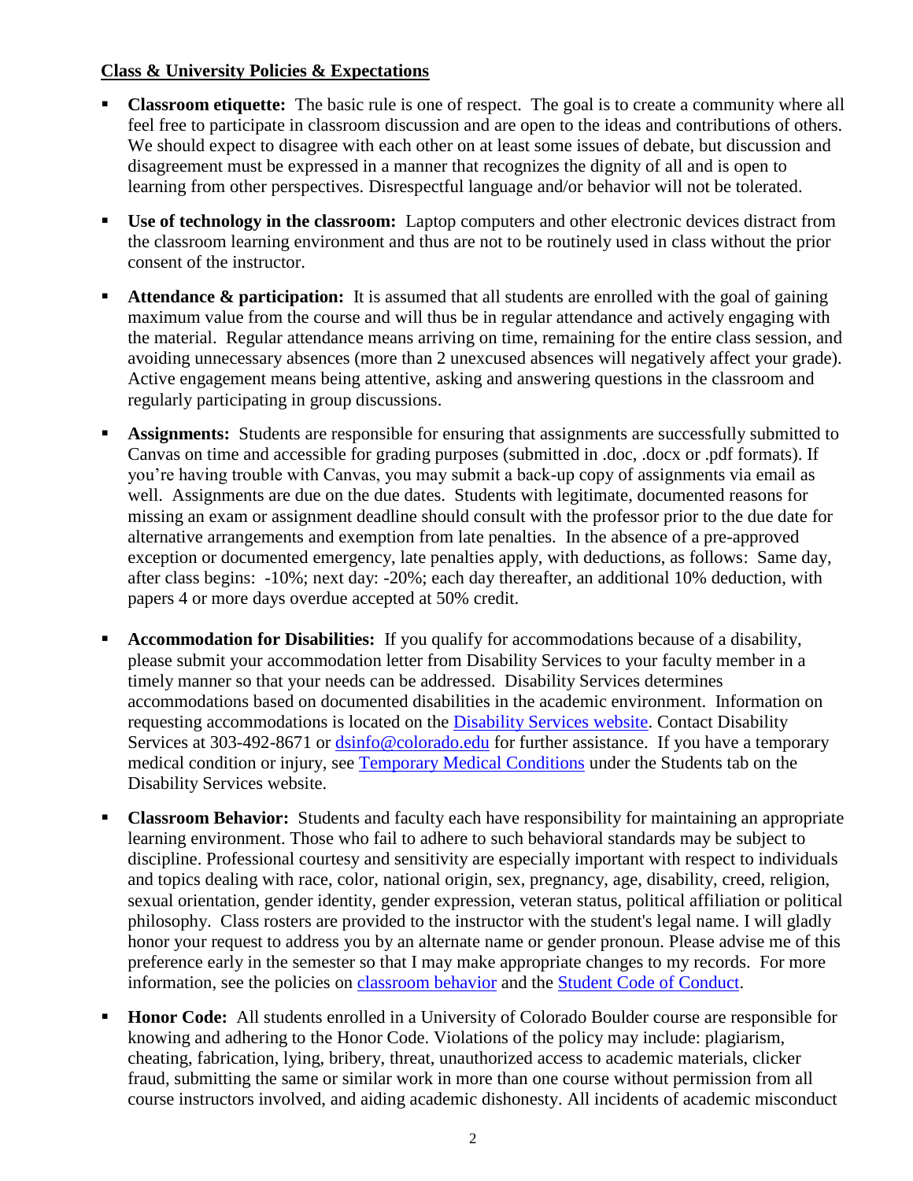## Class & University Policies & Expectations

- **Classroom etiquette:** The basic rule is one of respect. The goal is to create a community where all feel free to participate in classroom discussion and are open to the ideas and contributions of others. We should expect to disagree with each other on at least some issues of debate, but discussion and disagreement must be expressed in a manner that recognizes the dignity of all and is open to learning from other perspectives. Disrespectful language and/or behavior will not be tolerated.

- **Use of technology in the classroom:** Laptop computers and other electronic devices distract from the classroom learning environment and thus are not to be routinely used in class without the prior consent of the instructor.

- **Attendance & participation:** It is assumed that all students are enrolled with the goal of gaining maximum value from the course and will thus be in regular attendance and actively engaging with the material. Regular attendance means arriving on time, remaining for the entire class session, and avoiding unnecessary absences (more than 2 unexcused absences will negatively affect your grade). Active engagement means being attentive, asking and answering questions in the classroom and regularly participating in group discussions.

- **Assignments:** Students are responsible for ensuring that assignments are successfully submitted to Canvas on time and accessible for grading purposes (submitted in .doc, .docx or .pdf formats). If you're having trouble with Canvas, you may submit a back-up copy of assignments via email as well. Assignments are due on the due dates. Students with legitimate, documented reasons for missing an exam or assignment deadline should consult with the professor prior to the due date for alternative arrangements and exemption from late penalties. In the absence of a pre-approved exception or documented emergency, late penalties apply, with deductions, as follows: Same day, after class begins: -10%; next day: -20%; each day thereafter, an additional 10% deduction, with papers 4 or more days overdue accepted at 50% credit.

- **Accommodation for Disabilities:** If you qualify for accommodations because of a disability, please submit your accommodation letter from Disability Services to your faculty member in a timely manner so that your needs can be addressed. Disability Services determines accommodations based on documented disabilities in the academic environment. Information on requesting accommodations is located on the Disability Services website. Contact Disability Services at 303-492-8671 or dsinfo@colorado.edu for further assistance. If you have a temporary medical condition or injury, see Temporary Medical Conditions under the Students tab on the Disability Services website.

- **Classroom Behavior:** Students and faculty each have responsibility for maintaining an appropriate learning environment. Those who fail to adhere to such behavioral standards may be subject to discipline. Professional courtesy and sensitivity are especially important with respect to individuals and topics dealing with race, color, national origin, sex, pregnancy, age, disability, creed, religion, sexual orientation, gender identity, gender expression, veteran status, political affiliation or political philosophy. Class rosters are provided to the instructor with the student's legal name. I will gladly honor your request to address you by an alternate name or gender pronoun. Please advise me of this preference early in the semester so that I may make appropriate changes to my records. For more information, see the policies on classroom behavior and the Student Code of Conduct.

- **Honor Code:** All students enrolled in a University of Colorado Boulder course are responsible for knowing and adhering to the Honor Code. Violations of the policy may include: plagiarism, cheating, fabrication, lying, bribery, threat, unauthorized access to academic materials, clicker fraud, submitting the same or similar work in more than one course without permission from all course instructors involved, and aiding academic dishonesty. All incidents of academic misconduct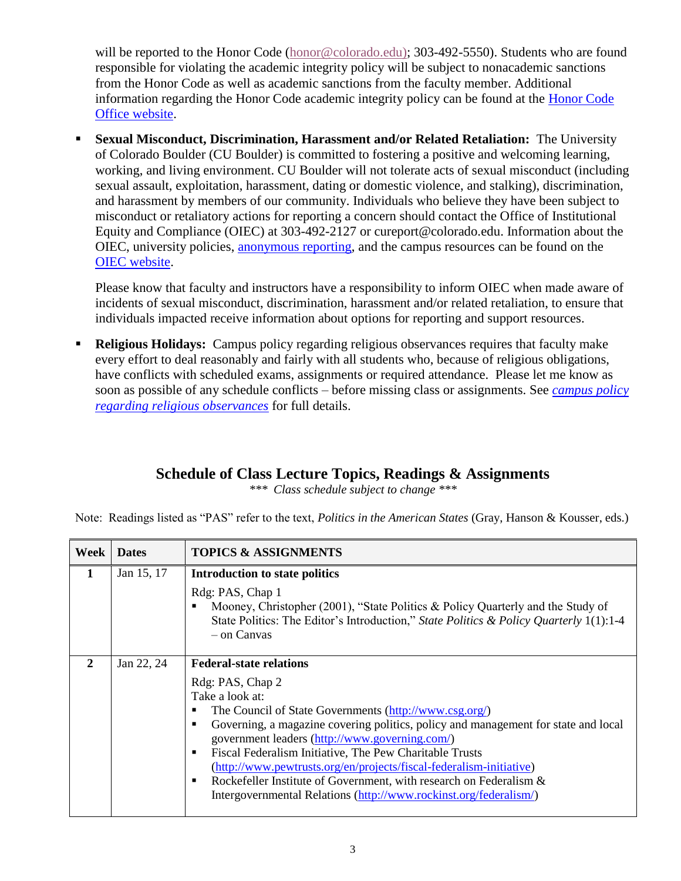will be reported to the Honor Code (honor@colorado.edu); 303-492-5550). Students who are found responsible for violating the academic integrity policy will be subject to nonacademic sanctions from the Honor Code as well as academic sanctions from the faculty member. Additional information regarding the Honor Code academic integrity policy can be found at the Honor Code Office website.

- **Sexual Misconduct, Discrimination, Harassment and/or Related Retaliation:** The University of Colorado Boulder (CU Boulder) is committed to fostering a positive and welcoming learning, working, and living environment. CU Boulder will not tolerate acts of sexual misconduct (including sexual assault, exploitation, harassment, dating or domestic violence, and stalking), discrimination, and harassment by members of our community. Individuals who believe they have been subject to misconduct or retaliatory actions for reporting a concern should contact the Office of Institutional Equity and Compliance (OIEC) at 303-492-2127 or cureport@colorado.edu. Information about the OIEC, university policies, anonymous reporting, and the campus resources can be found on the OIEC website.

  Please know that faculty and instructors have a responsibility to inform OIEC when made aware of incidents of sexual misconduct, discrimination, harassment and/or related retaliation, to ensure that individuals impacted receive information about options for reporting and support resources.

- **Religious Holidays:** Campus policy regarding religious observances requires that faculty make every effort to deal reasonably and fairly with all students who, because of religious obligations, have conflicts with scheduled exams, assignments or required attendance. Please let me know as soon as possible of any schedule conflicts – before missing class or assignments. See *campus policy regarding religious observances* for full details.

## Schedule of Class Lecture Topics, Readings & Assignments

*\*\*\* Class schedule subject to change \*\*\**

Note: Readings listed as "PAS" refer to the text, *Politics in the American States* (Gray, Hanson & Kousser, eds.)

| Week | Dates | TOPICS & ASSIGNMENTS |
|---|---|---|
| 1 | Jan 15, 17 | **Introduction to state politics**<br>Rdg: PAS, Chap 1<br>▪ Mooney, Christopher (2001), "State Politics & Policy Quarterly and the Study of State Politics: The Editor's Introduction," *State Politics & Policy Quarterly* 1(1):1-4 – on Canvas |
| 2 | Jan 22, 24 | **Federal-state relations**<br>Rdg: PAS, Chap 2<br>Take a look at:<br>▪ The Council of State Governments (http://www.csg.org/)<br>▪ Governing, a magazine covering politics, policy and management for state and local government leaders (http://www.governing.com/)<br>▪ Fiscal Federalism Initiative, The Pew Charitable Trusts (http://www.pewtrusts.org/en/projects/fiscal-federalism-initiative)<br>▪ Rockefeller Institute of Government, with research on Federalism & Intergovernmental Relations (http://www.rockinst.org/federalism/) |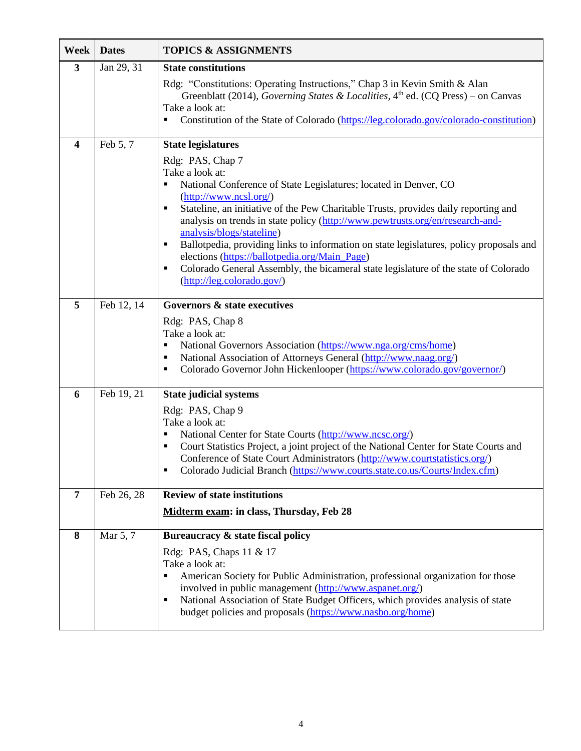| Week | Dates | TOPICS & ASSIGNMENTS |
|---|---|---|
| 3 | Jan 29, 31 | **State constitutions**<br><br>Rdg: "Constitutions: Operating Instructions," Chap 3 in Kevin Smith & Alan Greenblatt (2014), *Governing States & Localities*, 4th ed. (CQ Press) – on Canvas<br>Take a look at:<br>▪ Constitution of the State of Colorado (https://leg.colorado.gov/colorado-constitution) |
| 4 | Feb 5, 7 | **State legislatures**<br><br>Rdg: PAS, Chap 7<br>Take a look at:<br>▪ National Conference of State Legislatures; located in Denver, CO (http://www.ncsl.org/)<br>▪ Stateline, an initiative of the Pew Charitable Trusts, provides daily reporting and analysis on trends in state policy (http://www.pewtrusts.org/en/research-and-analysis/blogs/stateline)<br>▪ Ballotpedia, providing links to information on state legislatures, policy proposals and elections (https://ballotpedia.org/Main_Page)<br>▪ Colorado General Assembly, the bicameral state legislature of the state of Colorado (http://leg.colorado.gov/) |
| 5 | Feb 12, 14 | **Governors & state executives**<br><br>Rdg: PAS, Chap 8<br>Take a look at:<br>▪ National Governors Association (https://www.nga.org/cms/home)<br>▪ National Association of Attorneys General (http://www.naag.org/)<br>▪ Colorado Governor John Hickenlooper (https://www.colorado.gov/governor/) |
| 6 | Feb 19, 21 | **State judicial systems**<br><br>Rdg: PAS, Chap 9<br>Take a look at:<br>▪ National Center for State Courts (http://www.ncsc.org/)<br>▪ Court Statistics Project, a joint project of the National Center for State Courts and Conference of State Court Administrators (http://www.courtstatistics.org/)<br>▪ Colorado Judicial Branch (https://www.courts.state.co.us/Courts/Index.cfm) |
| 7 | Feb 26, 28 | **Review of state institutions**<br><br>**Midterm exam: in class, Thursday, Feb 28** |
| 8 | Mar 5, 7 | **Bureaucracy & state fiscal policy**<br><br>Rdg: PAS, Chaps 11 & 17<br>Take a look at:<br>▪ American Society for Public Administration, professional organization for those involved in public management (http://www.aspanet.org/)<br>▪ National Association of State Budget Officers, which provides analysis of state budget policies and proposals (https://www.nasbo.org/home) |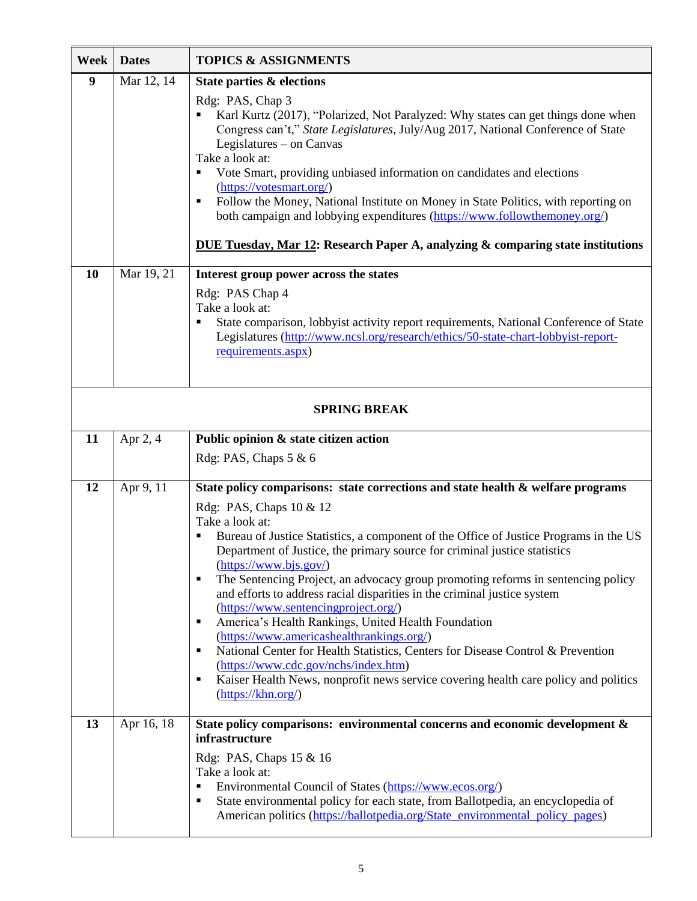| Week | Dates | TOPICS & ASSIGNMENTS |
|---|---|---|
| 9 | Mar 12, 14 | **State parties & elections**<br><br>Rdg: PAS, Chap 3<br>▪ Karl Kurtz (2017), "Polarized, Not Paralyzed: Why states can get things done when Congress can't," *State Legislatures*, July/Aug 2017, National Conference of State Legislatures – on Canvas<br>Take a look at:<br>▪ Vote Smart, providing unbiased information on candidates and elections (https://votesmart.org/)<br>▪ Follow the Money, National Institute on Money in State Politics, with reporting on both campaign and lobbying expenditures (https://www.followthemoney.org/)<br><br>**<u>DUE Tuesday, Mar 12</u>: Research Paper A, analyzing & comparing state institutions** |
| 10 | Mar 19, 21 | **Interest group power across the states**<br><br>Rdg: PAS Chap 4<br>Take a look at:<br>▪ State comparison, lobbyist activity report requirements, National Conference of State Legislatures (http://www.ncsl.org/research/ethics/50-state-chart-lobbyist-report-requirements.aspx) |
| | | **SPRING BREAK** |
| 11 | Apr 2, 4 | **Public opinion & state citizen action**<br><br>Rdg: PAS, Chaps 5 & 6 |
| 12 | Apr 9, 11 | **State policy comparisons: state corrections and state health & welfare programs**<br><br>Rdg: PAS, Chaps 10 & 12<br>Take a look at:<br>▪ Bureau of Justice Statistics, a component of the Office of Justice Programs in the US Department of Justice, the primary source for criminal justice statistics (https://www.bjs.gov/)<br>▪ The Sentencing Project, an advocacy group promoting reforms in sentencing policy and efforts to address racial disparities in the criminal justice system (https://www.sentencingproject.org/)<br>▪ America's Health Rankings, United Health Foundation (https://www.americashealthrankings.org/)<br>▪ National Center for Health Statistics, Centers for Disease Control & Prevention (https://www.cdc.gov/nchs/index.htm)<br>▪ Kaiser Health News, nonprofit news service covering health care policy and politics (https://khn.org/) |
| 13 | Apr 16, 18 | **State policy comparisons: environmental concerns and economic development & infrastructure**<br><br>Rdg: PAS, Chaps 15 & 16<br>Take a look at:<br>▪ Environmental Council of States (https://www.ecos.org/)<br>▪ State environmental policy for each state, from Ballotpedia, an encyclopedia of American politics (https://ballotpedia.org/State_environmental_policy_pages) |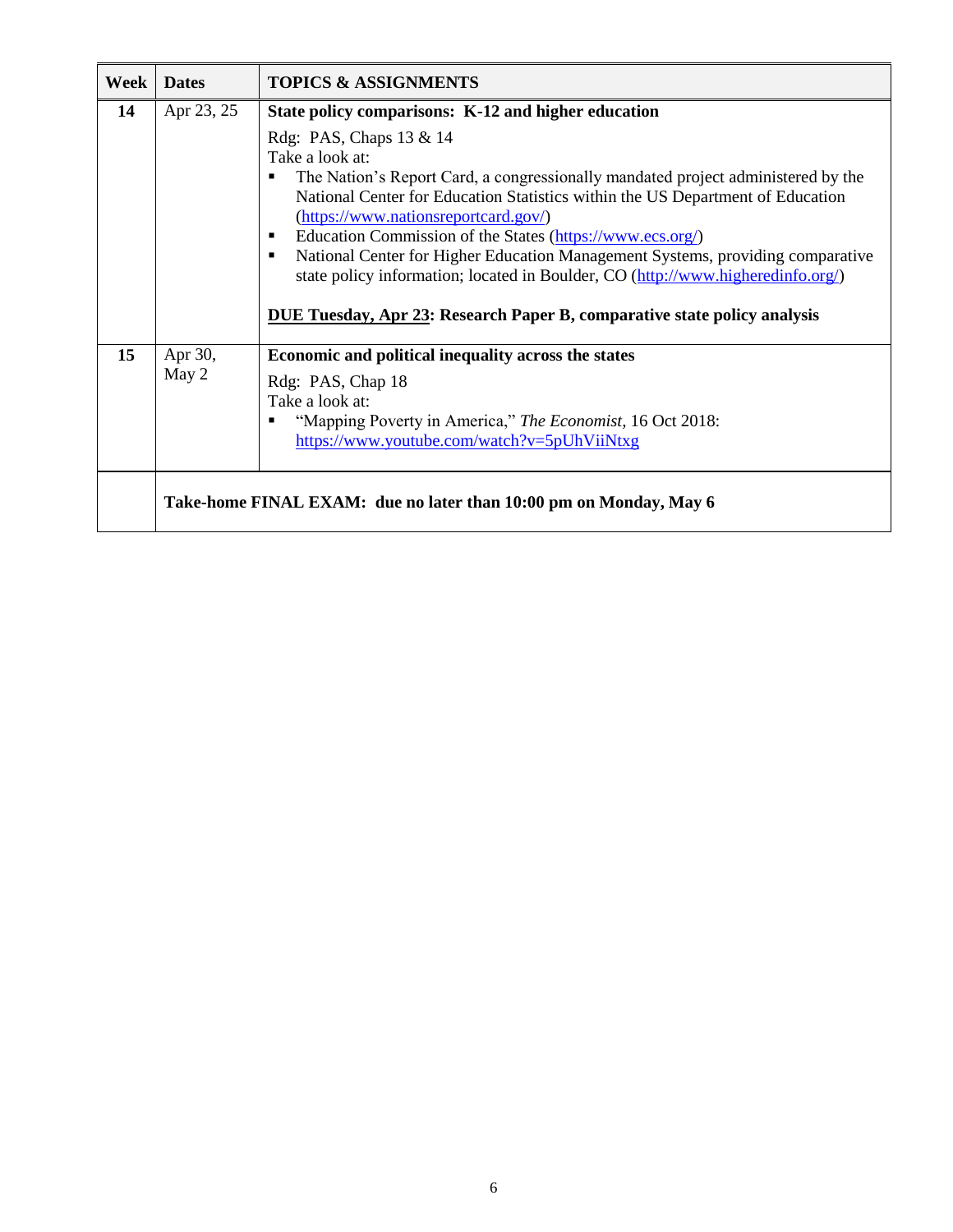| Week | Dates | TOPICS & ASSIGNMENTS |
|---|---|---|
| **14** | Apr 23, 25 | **State policy comparisons: K-12 and higher education**<br><br>Rdg: PAS, Chaps 13 & 14<br>Take a look at:<br>▪ The Nation's Report Card, a congressionally mandated project administered by the National Center for Education Statistics within the US Department of Education (https://www.nationsreportcard.gov/)<br>▪ Education Commission of the States (https://www.ecs.org/)<br>▪ National Center for Higher Education Management Systems, providing comparative state policy information; located in Boulder, CO (http://www.higheredinfo.org/)<br><br>**<u>DUE Tuesday, Apr 23</u>: Research Paper B, comparative state policy analysis** |
| **15** | Apr 30, May 2 | **Economic and political inequality across the states**<br><br>Rdg: PAS, Chap 18<br>Take a look at:<br>▪ "Mapping Poverty in America," *The Economist*, 16 Oct 2018: https://www.youtube.com/watch?v=5pUhViiNtxg |
| | **Take-home FINAL EXAM: due no later than 10:00 pm on Monday, May 6** | |